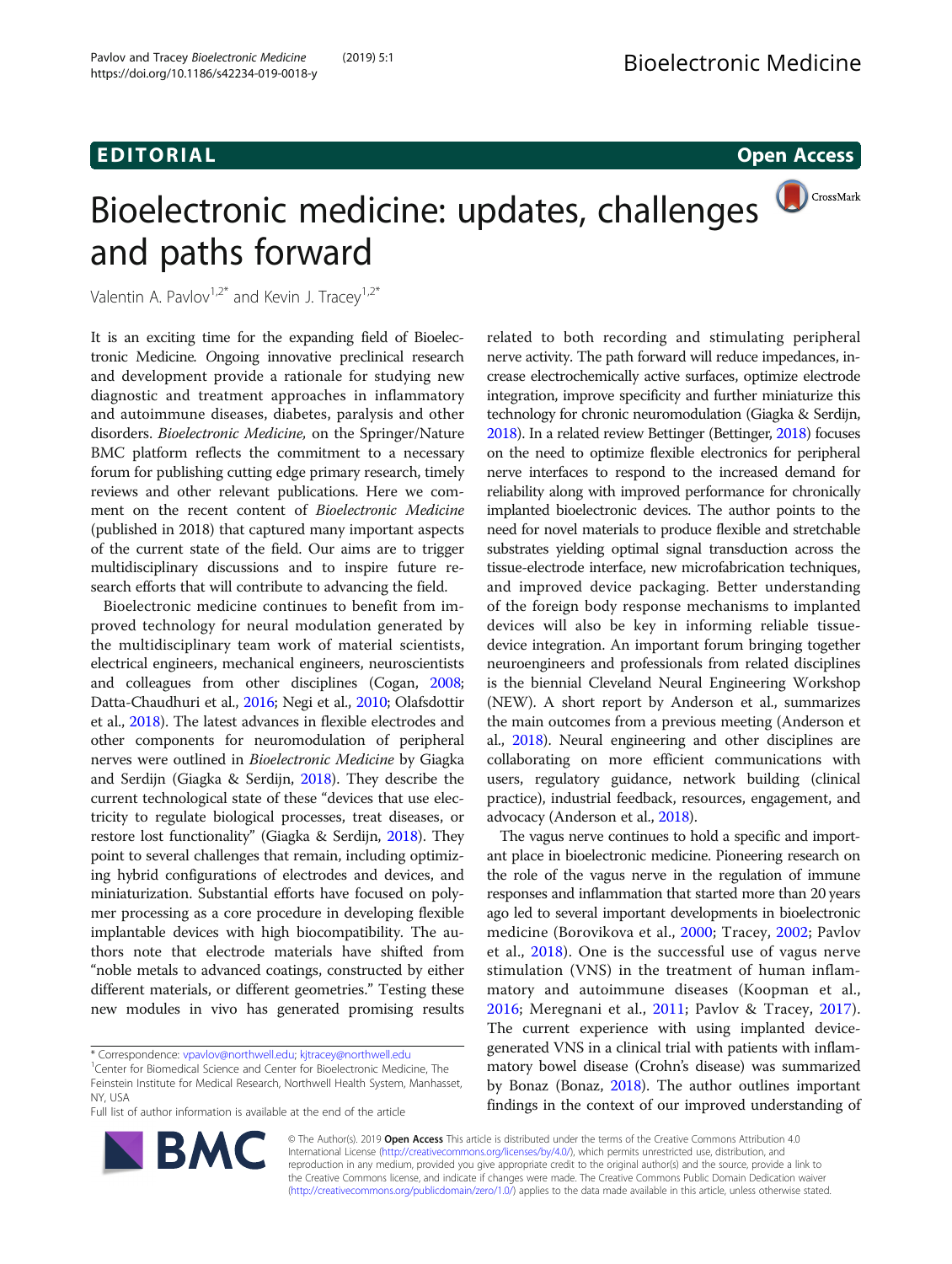EDITORIAL

Open Access

# Bioelectronic medicine: updates, challenges and paths forward

Valentin A. Pavlov[1,2*] and Kevin J. Tracey[1,2*]

It is an exciting time for the expanding field of Bioelectronic Medicine. Ongoing innovative preclinical research and development provide a rationale for studying new diagnostic and treatment approaches in inflammatory and autoimmune diseases, diabetes, paralysis and other disorders. *Bioelectronic Medicine,* on the Springer/Nature BMC platform reflects the commitment to a necessary forum for publishing cutting edge primary research, timely reviews and other relevant publications. Here we comment on the recent content of *Bioelectronic Medicine* (published in 2018) that captured many important aspects of the current state of the field. Our aims are to trigger multidisciplinary discussions and to inspire future research efforts that will contribute to advancing the field.

Bioelectronic medicine continues to benefit from improved technology for neural modulation generated by the multidisciplinary team work of material scientists, electrical engineers, mechanical engineers, neuroscientists and colleagues from other disciplines (Cogan, 2008; Datta-Chaudhuri et al., 2016; Negi et al., 2010; Olafsdottir et al., 2018). The latest advances in flexible electrodes and other components for neuromodulation of peripheral nerves were outlined in *Bioelectronic Medicine* by Giagka and Serdijn (Giagka & Serdijn, 2018). They describe the current technological state of these "devices that use electricity to regulate biological processes, treat diseases, or restore lost functionality" (Giagka & Serdijn, 2018). They point to several challenges that remain, including optimizing hybrid configurations of electrodes and devices, and miniaturization. Substantial efforts have focused on polymer processing as a core procedure in developing flexible implantable devices with high biocompatibility. The authors note that electrode materials have shifted from "noble metals to advanced coatings, constructed by either different materials, or different geometries." Testing these new modules in vivo has generated promising results related to both recording and stimulating peripheral nerve activity. The path forward will reduce impedances, increase electrochemically active surfaces, optimize electrode integration, improve specificity and further miniaturize this technology for chronic neuromodulation (Giagka & Serdijn, 2018). In a related review Bettinger (Bettinger, 2018) focuses on the need to optimize flexible electronics for peripheral nerve interfaces to respond to the increased demand for reliability along with improved performance for chronically implanted bioelectronic devices. The author points to the need for novel materials to produce flexible and stretchable substrates yielding optimal signal transduction across the tissue-electrode interface, new microfabrication techniques, and improved device packaging. Better understanding of the foreign body response mechanisms to implanted devices will also be key in informing reliable tissue-device interaction. An important forum bringing together neuroengineers and professionals from related disciplines is the biennial Cleveland Neural Engineering Workshop (NEW). A short report by Anderson et al., summarizes the main outcomes from a previous meeting (Anderson et al., 2018). Neural engineering and other disciplines are collaborating on more efficient communications with users, regulatory guidance, network building (clinical practice), industrial feedback, resources, engagement, and advocacy (Anderson et al., 2018).

The vagus nerve continues to hold a specific and important place in bioelectronic medicine. Pioneering research on the role of the vagus nerve in the regulation of immune responses and inflammation that started more than 20 years ago led to several important developments in bioelectronic medicine (Borovikova et al., 2000; Tracey, 2002; Pavlov et al., 2018). One is the successful use of vagus nerve stimulation (VNS) in the treatment of human inflammatory and autoimmune diseases (Koopman et al., 2016; Meregnani et al., 2011; Pavlov & Tracey, 2017). The current experience with using implanted device-generated VNS in a clinical trial with patients with inflammatory bowel disease (Crohn's disease) was summarized by Bonaz (Bonaz, 2018). The author outlines important findings in the context of our improved understanding of

\* Correspondence: vpavlov@northwell.edu; kjtracey@northwell.edu
[1]Center for Biomedical Science and Center for Bioelectronic Medicine, The Feinstein Institute for Medical Research, Northwell Health System, Manhasset, NY, USA
Full list of author information is available at the end of the article

© The Author(s). 2019 **Open Access** This article is distributed under the terms of the Creative Commons Attribution 4.0 International License (http://creativecommons.org/licenses/by/4.0/), which permits unrestricted use, distribution, and reproduction in any medium, provided you give appropriate credit to the original author(s) and the source, provide a link to the Creative Commons license, and indicate if changes were made. The Creative Commons Public Domain Dedication waiver (http://creativecommons.org/publicdomain/zero/1.0/) applies to the data made available in this article, unless otherwise stated.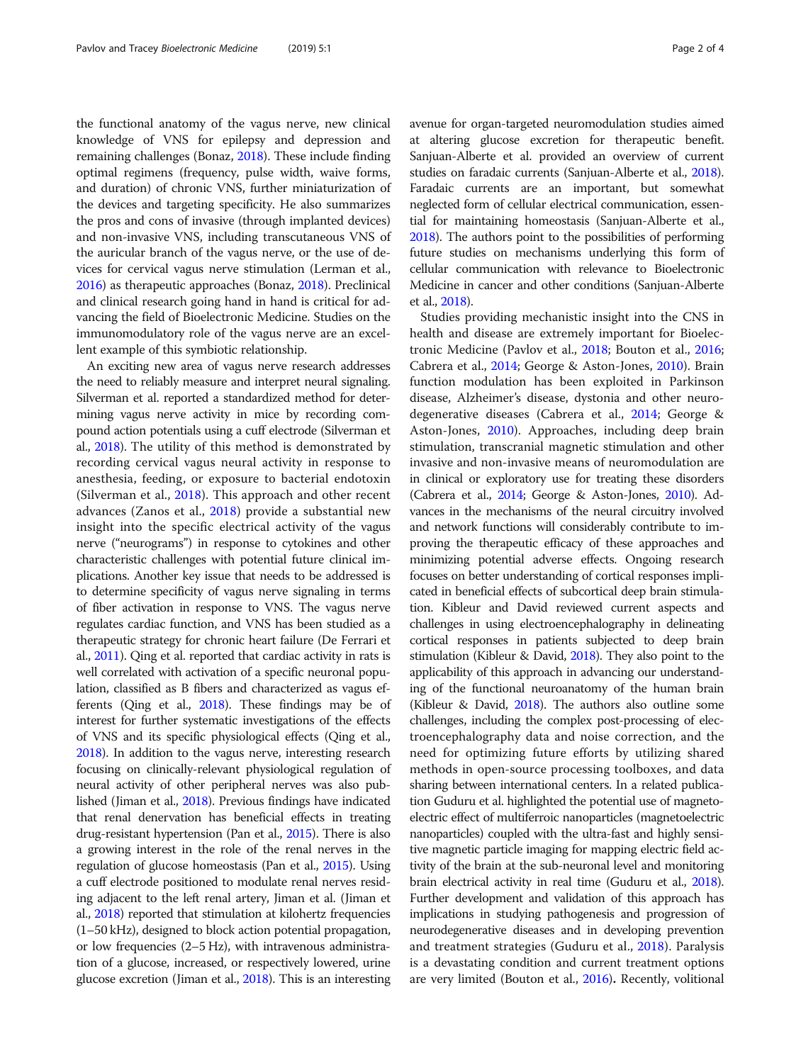the functional anatomy of the vagus nerve, new clinical knowledge of VNS for epilepsy and depression and remaining challenges (Bonaz, 2018). These include finding optimal regimens (frequency, pulse width, waive forms, and duration) of chronic VNS, further miniaturization of the devices and targeting specificity. He also summarizes the pros and cons of invasive (through implanted devices) and non-invasive VNS, including transcutaneous VNS of the auricular branch of the vagus nerve, or the use of devices for cervical vagus nerve stimulation (Lerman et al., 2016) as therapeutic approaches (Bonaz, 2018). Preclinical and clinical research going hand in hand is critical for advancing the field of Bioelectronic Medicine. Studies on the immunomodulatory role of the vagus nerve are an excellent example of this symbiotic relationship.

An exciting new area of vagus nerve research addresses the need to reliably measure and interpret neural signaling. Silverman et al. reported a standardized method for determining vagus nerve activity in mice by recording compound action potentials using a cuff electrode (Silverman et al., 2018). The utility of this method is demonstrated by recording cervical vagus neural activity in response to anesthesia, feeding, or exposure to bacterial endotoxin (Silverman et al., 2018). This approach and other recent advances (Zanos et al., 2018) provide a substantial new insight into the specific electrical activity of the vagus nerve ("neurograms") in response to cytokines and other characteristic challenges with potential future clinical implications. Another key issue that needs to be addressed is to determine specificity of vagus nerve signaling in terms of fiber activation in response to VNS. The vagus nerve regulates cardiac function, and VNS has been studied as a therapeutic strategy for chronic heart failure (De Ferrari et al., 2011). Qing et al. reported that cardiac activity in rats is well correlated with activation of a specific neuronal population, classified as B fibers and characterized as vagus efferents (Qing et al., 2018). These findings may be of interest for further systematic investigations of the effects of VNS and its specific physiological effects (Qing et al., 2018). In addition to the vagus nerve, interesting research focusing on clinically-relevant physiological regulation of neural activity of other peripheral nerves was also published (Jiman et al., 2018). Previous findings have indicated that renal denervation has beneficial effects in treating drug-resistant hypertension (Pan et al., 2015). There is also a growing interest in the role of the renal nerves in the regulation of glucose homeostasis (Pan et al., 2015). Using a cuff electrode positioned to modulate renal nerves residing adjacent to the left renal artery, Jiman et al. (Jiman et al., 2018) reported that stimulation at kilohertz frequencies (1–50 kHz), designed to block action potential propagation, or low frequencies (2–5 Hz), with intravenous administration of a glucose, increased, or respectively lowered, urine glucose excretion (Jiman et al., 2018). This is an interesting avenue for organ-targeted neuromodulation studies aimed at altering glucose excretion for therapeutic benefit. Sanjuan-Alberte et al. provided an overview of current studies on faradaic currents (Sanjuan-Alberte et al., 2018). Faradaic currents are an important, but somewhat neglected form of cellular electrical communication, essential for maintaining homeostasis (Sanjuan-Alberte et al., 2018). The authors point to the possibilities of performing future studies on mechanisms underlying this form of cellular communication with relevance to Bioelectronic Medicine in cancer and other conditions (Sanjuan-Alberte et al., 2018).

Studies providing mechanistic insight into the CNS in health and disease are extremely important for Bioelectronic Medicine (Pavlov et al., 2018; Bouton et al., 2016; Cabrera et al., 2014; George & Aston-Jones, 2010). Brain function modulation has been exploited in Parkinson disease, Alzheimer's disease, dystonia and other neurodegenerative diseases (Cabrera et al., 2014; George & Aston-Jones, 2010). Approaches, including deep brain stimulation, transcranial magnetic stimulation and other invasive and non-invasive means of neuromodulation are in clinical or exploratory use for treating these disorders (Cabrera et al., 2014; George & Aston-Jones, 2010). Advances in the mechanisms of the neural circuitry involved and network functions will considerably contribute to improving the therapeutic efficacy of these approaches and minimizing potential adverse effects. Ongoing research focuses on better understanding of cortical responses implicated in beneficial effects of subcortical deep brain stimulation. Kibleur and David reviewed current aspects and challenges in using electroencephalography in delineating cortical responses in patients subjected to deep brain stimulation (Kibleur & David, 2018). They also point to the applicability of this approach in advancing our understanding of the functional neuroanatomy of the human brain (Kibleur & David, 2018). The authors also outline some challenges, including the complex post-processing of electroencephalography data and noise correction, and the need for optimizing future efforts by utilizing shared methods in open-source processing toolboxes, and data sharing between international centers. In a related publication Guduru et al. highlighted the potential use of magnetoelectric effect of multiferroic nanoparticles (magnetoelectric nanoparticles) coupled with the ultra-fast and highly sensitive magnetic particle imaging for mapping electric field activity of the brain at the sub-neuronal level and monitoring brain electrical activity in real time (Guduru et al., 2018). Further development and validation of this approach has implications in studying pathogenesis and progression of neurodegenerative diseases and in developing prevention and treatment strategies (Guduru et al., 2018). Paralysis is a devastating condition and current treatment options are very limited (Bouton et al., 2016). Recently, volitional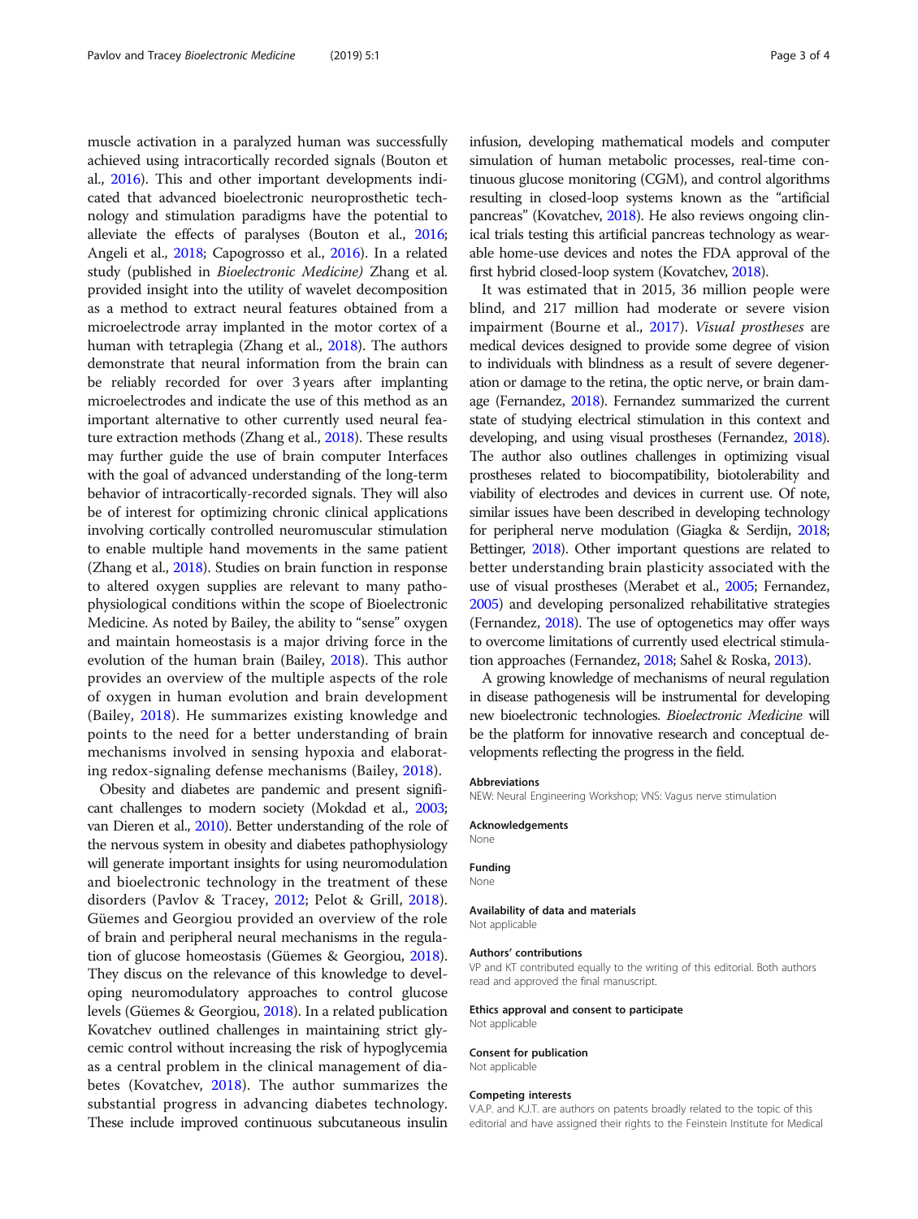muscle activation in a paralyzed human was successfully achieved using intracortically recorded signals (Bouton et al., 2016). This and other important developments indicated that advanced bioelectronic neuroprosthetic technology and stimulation paradigms have the potential to alleviate the effects of paralyses (Bouton et al., 2016; Angeli et al., 2018; Capogrosso et al., 2016). In a related study (published in *Bioelectronic Medicine)* Zhang et al. provided insight into the utility of wavelet decomposition as a method to extract neural features obtained from a microelectrode array implanted in the motor cortex of a human with tetraplegia (Zhang et al., 2018). The authors demonstrate that neural information from the brain can be reliably recorded for over 3 years after implanting microelectrodes and indicate the use of this method as an important alternative to other currently used neural feature extraction methods (Zhang et al., 2018). These results may further guide the use of brain computer Interfaces with the goal of advanced understanding of the long-term behavior of intracortically-recorded signals. They will also be of interest for optimizing chronic clinical applications involving cortically controlled neuromuscular stimulation to enable multiple hand movements in the same patient (Zhang et al., 2018). Studies on brain function in response to altered oxygen supplies are relevant to many pathophysiological conditions within the scope of Bioelectronic Medicine. As noted by Bailey, the ability to "sense" oxygen and maintain homeostasis is a major driving force in the evolution of the human brain (Bailey, 2018). This author provides an overview of the multiple aspects of the role of oxygen in human evolution and brain development (Bailey, 2018). He summarizes existing knowledge and points to the need for a better understanding of brain mechanisms involved in sensing hypoxia and elaborating redox-signaling defense mechanisms (Bailey, 2018).

Obesity and diabetes are pandemic and present significant challenges to modern society (Mokdad et al., 2003; van Dieren et al., 2010). Better understanding of the role of the nervous system in obesity and diabetes pathophysiology will generate important insights for using neuromodulation and bioelectronic technology in the treatment of these disorders (Pavlov & Tracey, 2012; Pelot & Grill, 2018). Güemes and Georgiou provided an overview of the role of brain and peripheral neural mechanisms in the regulation of glucose homeostasis (Güemes & Georgiou, 2018). They discus on the relevance of this knowledge to developing neuromodulatory approaches to control glucose levels (Güemes & Georgiou, 2018). In a related publication Kovatchev outlined challenges in maintaining strict glycemic control without increasing the risk of hypoglycemia as a central problem in the clinical management of diabetes (Kovatchev, 2018). The author summarizes the substantial progress in advancing diabetes technology. These include improved continuous subcutaneous insulin infusion, developing mathematical models and computer simulation of human metabolic processes, real-time continuous glucose monitoring (CGM), and control algorithms resulting in closed-loop systems known as the "artificial pancreas" (Kovatchev, 2018). He also reviews ongoing clinical trials testing this artificial pancreas technology as wearable home-use devices and notes the FDA approval of the first hybrid closed-loop system (Kovatchev, 2018).

It was estimated that in 2015, 36 million people were blind, and 217 million had moderate or severe vision impairment (Bourne et al., 2017). *Visual prostheses* are medical devices designed to provide some degree of vision to individuals with blindness as a result of severe degeneration or damage to the retina, the optic nerve, or brain damage (Fernandez, 2018). Fernandez summarized the current state of studying electrical stimulation in this context and developing, and using visual prostheses (Fernandez, 2018). The author also outlines challenges in optimizing visual prostheses related to biocompatibility, biotolerability and viability of electrodes and devices in current use. Of note, similar issues have been described in developing technology for peripheral nerve modulation (Giagka & Serdijn, 2018; Bettinger, 2018). Other important questions are related to better understanding brain plasticity associated with the use of visual prostheses (Merabet et al., 2005; Fernandez, 2005) and developing personalized rehabilitative strategies (Fernandez, 2018). The use of optogenetics may offer ways to overcome limitations of currently used electrical stimulation approaches (Fernandez, 2018; Sahel & Roska, 2013).

A growing knowledge of mechanisms of neural regulation in disease pathogenesis will be instrumental for developing new bioelectronic technologies. *Bioelectronic Medicine* will be the platform for innovative research and conceptual developments reflecting the progress in the field.

#### Abbreviations

NEW: Neural Engineering Workshop; VNS: Vagus nerve stimulation

#### Acknowledgements

None

#### Funding

None

#### Availability of data and materials

Not applicable

#### Authors' contributions

VP and KT contributed equally to the writing of this editorial. Both authors read and approved the final manuscript.

#### Ethics approval and consent to participate

Not applicable

#### Consent for publication

Not applicable

#### Competing interests

V.A.P. and K.J.T. are authors on patents broadly related to the topic of this editorial and have assigned their rights to the Feinstein Institute for Medical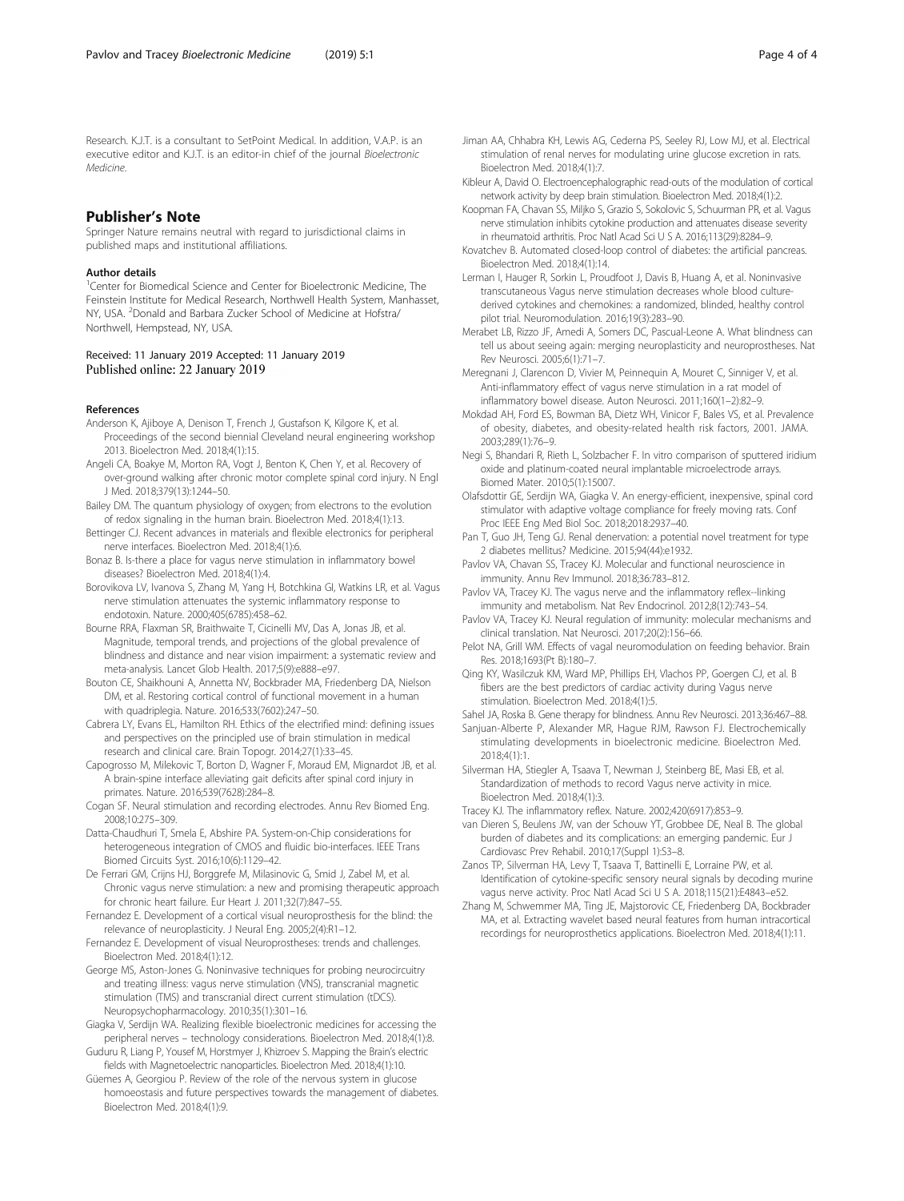Research. K.J.T. is a consultant to SetPoint Medical. In addition, V.A.P. is an executive editor and K.J.T. is an editor-in chief of the journal *Bioelectronic Medicine*.

## Publisher's Note

Springer Nature remains neutral with regard to jurisdictional claims in published maps and institutional affiliations.

### Author details

[1]Center for Biomedical Science and Center for Bioelectronic Medicine, The Feinstein Institute for Medical Research, Northwell Health System, Manhasset, NY, USA. [2]Donald and Barbara Zucker School of Medicine at Hofstra/ Northwell, Hempstead, NY, USA.

Received: 11 January 2019 Accepted: 11 January 2019
Published online: 22 January 2019

### References

Anderson K, Ajiboye A, Denison T, French J, Gustafson K, Kilgore K, et al. Proceedings of the second biennial Cleveland neural engineering workshop 2013. Bioelectron Med. 2018;4(1):15.

Angeli CA, Boakye M, Morton RA, Vogt J, Benton K, Chen Y, et al. Recovery of over-ground walking after chronic motor complete spinal cord injury. N Engl J Med. 2018;379(13):1244–50.

Bailey DM. The quantum physiology of oxygen; from electrons to the evolution of redox signaling in the human brain. Bioelectron Med. 2018;4(1):13.

Bettinger CJ. Recent advances in materials and flexible electronics for peripheral nerve interfaces. Bioelectron Med. 2018;4(1):6.

Bonaz B. Is-there a place for vagus nerve stimulation in inflammatory bowel diseases? Bioelectron Med. 2018;4(1):4.

Borovikova LV, Ivanova S, Zhang M, Yang H, Botchkina GI, Watkins LR, et al. Vagus nerve stimulation attenuates the systemic inflammatory response to endotoxin. Nature. 2000;405(6785):458–62.

Bourne RRA, Flaxman SR, Braithwaite T, Cicinelli MV, Das A, Jonas JB, et al. Magnitude, temporal trends, and projections of the global prevalence of blindness and distance and near vision impairment: a systematic review and meta-analysis. Lancet Glob Health. 2017;5(9):e888–e97.

Bouton CE, Shaikhouni A, Annetta NV, Bockbrader MA, Friedenberg DA, Nielson DM, et al. Restoring cortical control of functional movement in a human with quadriplegia. Nature. 2016;533(7602):247–50.

Cabrera LY, Evans EL, Hamilton RH. Ethics of the electrified mind: defining issues and perspectives on the principled use of brain stimulation in medical research and clinical care. Brain Topogr. 2014;27(1):33–45.

Capogrosso M, Milekovic T, Borton D, Wagner F, Moraud EM, Mignardot JB, et al. A brain-spine interface alleviating gait deficits after spinal cord injury in primates. Nature. 2016;539(7628):284–8.

Cogan SF. Neural stimulation and recording electrodes. Annu Rev Biomed Eng. 2008;10:275–309.

Datta-Chaudhuri T, Smela E, Abshire PA. System-on-Chip considerations for heterogeneous integration of CMOS and fluidic bio-interfaces. IEEE Trans Biomed Circuits Syst. 2016;10(6):1129–42.

De Ferrari GM, Crijns HJ, Borggrefe M, Milasinovic G, Smid J, Zabel M, et al. Chronic vagus nerve stimulation: a new and promising therapeutic approach for chronic heart failure. Eur Heart J. 2011;32(7):847–55.

Fernandez E. Development of a cortical visual neuroprosthesis for the blind: the relevance of neuroplasticity. J Neural Eng. 2005;2(4):R1–12.

Fernandez E. Development of visual Neuroprostheses: trends and challenges. Bioelectron Med. 2018;4(1):12.

George MS, Aston-Jones G. Noninvasive techniques for probing neurocircuitry and treating illness: vagus nerve stimulation (VNS), transcranial magnetic stimulation (TMS) and transcranial direct current stimulation (tDCS). Neuropsychopharmacology. 2010;35(1):301–16.

Giagka V, Serdijn WA. Realizing flexible bioelectronic medicines for accessing the peripheral nerves – technology considerations. Bioelectron Med. 2018;4(1):8.

Guduru R, Liang P, Yousef M, Horstmyer J, Khizroev S. Mapping the Brain's electric fields with Magnetoelectric nanoparticles. Bioelectron Med. 2018;4(1):10.

Güemes A, Georgiou P. Review of the role of the nervous system in glucose homoeostasis and future perspectives towards the management of diabetes. Bioelectron Med. 2018;4(1):9.

Jiman AA, Chhabra KH, Lewis AG, Cederna PS, Seeley RJ, Low MJ, et al. Electrical stimulation of renal nerves for modulating urine glucose excretion in rats. Bioelectron Med. 2018;4(1):7.

Kibleur A, David O. Electroencephalographic read-outs of the modulation of cortical network activity by deep brain stimulation. Bioelectron Med. 2018;4(1):2.

Koopman FA, Chavan SS, Miljko S, Grazio S, Sokolovic S, Schuurman PR, et al. Vagus nerve stimulation inhibits cytokine production and attenuates disease severity in rheumatoid arthritis. Proc Natl Acad Sci U S A. 2016;113(29):8284–9.

Kovatchev B. Automated closed-loop control of diabetes: the artificial pancreas. Bioelectron Med. 2018;4(1):14.

Lerman I, Hauger R, Sorkin L, Proudfoot J, Davis B, Huang A, et al. Noninvasive transcutaneous Vagus nerve stimulation decreases whole blood culture-derived cytokines and chemokines: a randomized, blinded, healthy control pilot trial. Neuromodulation. 2016;19(3):283–90.

Merabet LB, Rizzo JF, Amedi A, Somers DC, Pascual-Leone A. What blindness can tell us about seeing again: merging neuroplasticity and neuroprostheses. Nat Rev Neurosci. 2005;6(1):71–7.

Meregnani J, Clarencon D, Vivier M, Peinnequin A, Mouret C, Sinniger V, et al. Anti-inflammatory effect of vagus nerve stimulation in a rat model of inflammatory bowel disease. Auton Neurosci. 2011;160(1–2):82–9.

Mokdad AH, Ford ES, Bowman BA, Dietz WH, Vinicor F, Bales VS, et al. Prevalence of obesity, diabetes, and obesity-related health risk factors, 2001. JAMA. 2003;289(1):76–9.

Negi S, Bhandari R, Rieth L, Solzbacher F. In vitro comparison of sputtered iridium oxide and platinum-coated neural implantable microelectrode arrays. Biomed Mater. 2010;5(1):15007.

Olafsdottir GE, Serdijn WA, Giagka V. An energy-efficient, inexpensive, spinal cord stimulator with adaptive voltage compliance for freely moving rats. Conf Proc IEEE Eng Med Biol Soc. 2018;2018:2937–40.

Pan T, Guo JH, Teng GJ. Renal denervation: a potential novel treatment for type 2 diabetes mellitus? Medicine. 2015;94(44):e1932.

Pavlov VA, Chavan SS, Tracey KJ. Molecular and functional neuroscience in immunity. Annu Rev Immunol. 2018;36:783–812.

Pavlov VA, Tracey KJ. The vagus nerve and the inflammatory reflex--linking immunity and metabolism. Nat Rev Endocrinol. 2012;8(12):743–54.

Pavlov VA, Tracey KJ. Neural regulation of immunity: molecular mechanisms and clinical translation. Nat Neurosci. 2017;20(2):156–66.

Pelot NA, Grill WM. Effects of vagal neuromodulation on feeding behavior. Brain Res. 2018;1693(Pt B):180–7.

Qing KY, Wasilczuk KM, Ward MP, Phillips EH, Vlachos PP, Goergen CJ, et al. B fibers are the best predictors of cardiac activity during Vagus nerve stimulation. Bioelectron Med. 2018;4(1):5.

Sahel JA, Roska B. Gene therapy for blindness. Annu Rev Neurosci. 2013;36:467–88.

Sanjuan-Alberte P, Alexander MR, Hague RJM, Rawson FJ. Electrochemically stimulating developments in bioelectronic medicine. Bioelectron Med. 2018;4(1):1.

Silverman HA, Stiegler A, Tsaava T, Newman J, Steinberg BE, Masi EB, et al. Standardization of methods to record Vagus nerve activity in mice. Bioelectron Med. 2018;4(1):3.

Tracey KJ. The inflammatory reflex. Nature. 2002;420(6917):853–9.

van Dieren S, Beulens JW, van der Schouw YT, Grobbee DE, Neal B. The global burden of diabetes and its complications: an emerging pandemic. Eur J Cardiovasc Prev Rehabil. 2010;17(Suppl 1):S3–8.

Zanos TP, Silverman HA, Levy T, Tsaava T, Battinelli E, Lorraine PW, et al. Identification of cytokine-specific sensory neural signals by decoding murine vagus nerve activity. Proc Natl Acad Sci U S A. 2018;115(21):E4843–e52.

Zhang M, Schwemmer MA, Ting JE, Majstorovic CE, Friedenberg DA, Bockbrader MA, et al. Extracting wavelet based neural features from human intracortical recordings for neuroprosthetics applications. Bioelectron Med. 2018;4(1):11.